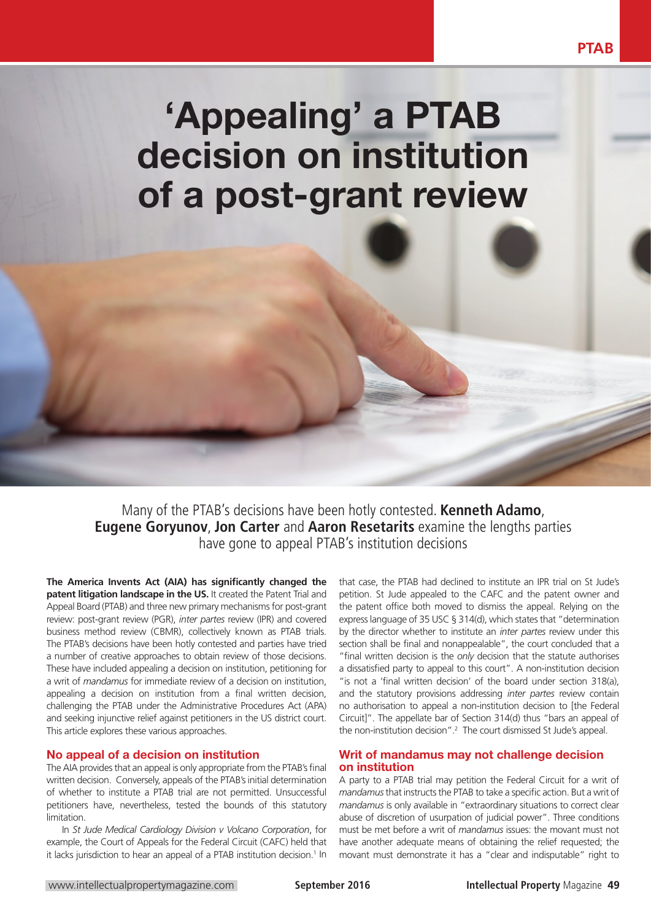# 'Appealing' a PTAB decision on institution of a post-grant review

Many of the PTAB's decisions have been hotly contested. **Kenneth Adamo**, **Eugene Goryunov**, **Jon Carter** and **Aaron Resetarits** examine the lengths parties have gone to appeal PTAB's institution decisions

**The America Invents Act (AIA) has significantly changed the patent litigation landscape in the US.** It created the Patent Trial and Appeal Board (PTAB) and three new primary mechanisms for post-grant review: post-grant review (PGR), *inter partes* review (IPR) and covered business method review (CBMR), collectively known as PTAB trials. The PTAB's decisions have been hotly contested and parties have tried a number of creative approaches to obtain review of those decisions. These have included appealing a decision on institution, petitioning for a writ of *mandamus* for immediate review of a decision on institution, appealing a decision on institution from a final written decision, challenging the PTAB under the Administrative Procedures Act (APA) and seeking injunctive relief against petitioners in the US district court. This article explores these various approaches.

## No appeal of a decision on institution

The AIA provides that an appeal is only appropriate from the PTAB's final written decision. Conversely, appeals of the PTAB's initial determination of whether to institute a PTAB trial are not permitted. Unsuccessful petitioners have, nevertheless, tested the bounds of this statutory limitation.

In *St Jude Medical Cardiology Division v Volcano Corporation*, for example, the Court of Appeals for the Federal Circuit (CAFC) held that it lacks jurisdiction to hear an appeal of a PTAB institution decision.[1] In that case, the PTAB had declined to institute an IPR trial on St Jude's petition. St Jude appealed to the CAFC and the patent owner and the patent office both moved to dismiss the appeal. Relying on the express language of 35 USC § 314(d), which states that "determination by the director whether to institute an *inter partes* review under this section shall be final and nonappealable", the court concluded that a "final written decision is the *only* decision that the statute authorises a dissatisfied party to appeal to this court". A non-institution decision "is not a 'final written decision' of the board under section 318(a), and the statutory provisions addressing *inter partes* review contain no authorisation to appeal a non-institution decision to [the Federal Circuit]". The appellate bar of Section 314(d) thus "bars an appeal of the non-institution decision".[2] The court dismissed St Jude's appeal.

## Writ of mandamus may not challenge decision on institution

A party to a PTAB trial may petition the Federal Circuit for a writ of *mandamus* that instructs the PTAB to take a specific action. But a writ of *mandamus* is only available in "extraordinary situations to correct clear abuse of discretion of usurpation of judicial power". Three conditions must be met before a writ of *mandamus* issues: the movant must not have another adequate means of obtaining the relief requested; the movant must demonstrate it has a "clear and indisputable" right to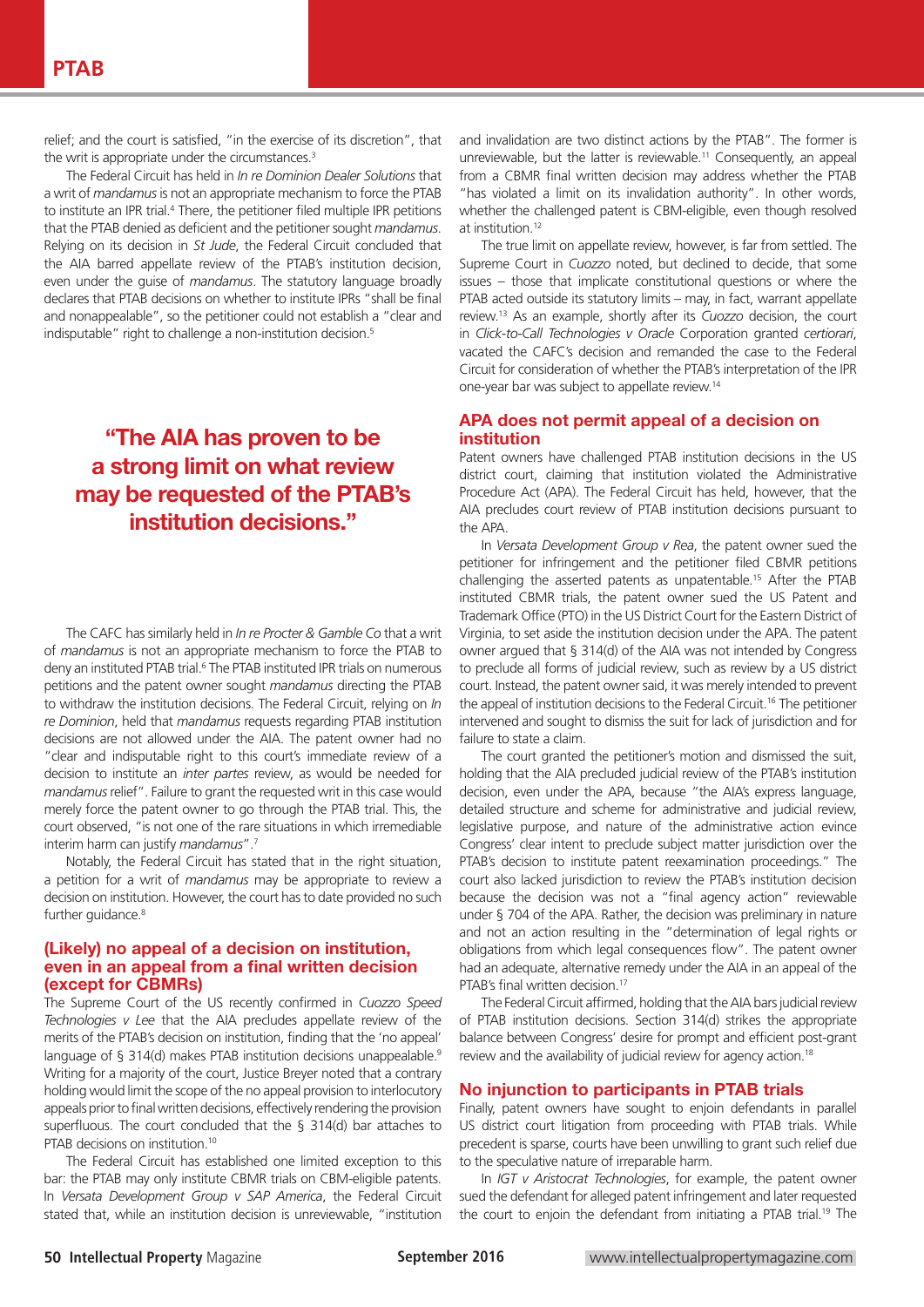relief; and the court is satisfied, "in the exercise of its discretion", that the writ is appropriate under the circumstances.[3]

The Federal Circuit has held in *In re Dominion Dealer Solutions* that a writ of *mandamus* is not an appropriate mechanism to force the PTAB to institute an IPR trial.[4] There, the petitioner filed multiple IPR petitions that the PTAB denied as deficient and the petitioner sought *mandamus*. Relying on its decision in *St Jude*, the Federal Circuit concluded that the AIA barred appellate review of the PTAB's institution decision, even under the guise of *mandamus*. The statutory language broadly declares that PTAB decisions on whether to institute IPRs "shall be final and nonappealable", so the petitioner could not establish a "clear and indisputable" right to challenge a non-institution decision.[5]

> **"The AIA has proven to be a strong limit on what review may be requested of the PTAB's institution decisions."**

The CAFC has similarly held in *In re Procter & Gamble Co* that a writ of *mandamus* is not an appropriate mechanism to force the PTAB to deny an instituted PTAB trial.[6] The PTAB instituted IPR trials on numerous petitions and the patent owner sought *mandamus* directing the PTAB to withdraw the institution decisions. The Federal Circuit, relying on *In re Dominion*, held that *mandamus* requests regarding PTAB institution decisions are not allowed under the AIA. The patent owner had no "clear and indisputable right to this court's immediate review of a decision to institute an *inter partes* review, as would be needed for *mandamus* relief". Failure to grant the requested writ in this case would merely force the patent owner to go through the PTAB trial. This, the court observed, "is not one of the rare situations in which irremediable interim harm can justify *mandamus*".[7]

Notably, the Federal Circuit has stated that in the right situation, a petition for a writ of *mandamus* may be appropriate to review a decision on institution. However, the court has to date provided no such further guidance.[8]

## (Likely) no appeal of a decision on institution, even in an appeal from a final written decision (except for CBMRs)

The Supreme Court of the US recently confirmed in *Cuozzo Speed Technologies v Lee* that the AIA precludes appellate review of the merits of the PTAB's decision on institution, finding that the 'no appeal' language of § 314(d) makes PTAB institution decisions unappealable.[9] Writing for a majority of the court, Justice Breyer noted that a contrary holding would limit the scope of the no appeal provision to interlocutory appeals prior to final written decisions, effectively rendering the provision superfluous. The court concluded that the § 314(d) bar attaches to PTAB decisions on institution.[10]

The Federal Circuit has established one limited exception to this bar: the PTAB may only institute CBMR trials on CBM-eligible patents. In *Versata Development Group v SAP America*, the Federal Circuit stated that, while an institution decision is unreviewable, "institution and invalidation are two distinct actions by the PTAB". The former is unreviewable, but the latter is reviewable.[11] Consequently, an appeal from a CBMR final written decision may address whether the PTAB "has violated a limit on its invalidation authority". In other words, whether the challenged patent is CBM-eligible, even though resolved at institution.[12]

The true limit on appellate review, however, is far from settled. The Supreme Court in *Cuozzo* noted, but declined to decide, that some issues – those that implicate constitutional questions or where the PTAB acted outside its statutory limits – may, in fact, warrant appellate review.[13] As an example, shortly after its *Cuozzo* decision, the court in *Click-to-Call Technologies v Oracle* Corporation granted *certiorari*, vacated the CAFC's decision and remanded the case to the Federal Circuit for consideration of whether the PTAB's interpretation of the IPR one-year bar was subject to appellate review.[14]

## APA does not permit appeal of a decision on institution

Patent owners have challenged PTAB institution decisions in the US district court, claiming that institution violated the Administrative Procedure Act (APA). The Federal Circuit has held, however, that the AIA precludes court review of PTAB institution decisions pursuant to the APA.

In *Versata Development Group v Rea*, the patent owner sued the petitioner for infringement and the petitioner filed CBMR petitions challenging the asserted patents as unpatentable.[15] After the PTAB instituted CBMR trials, the patent owner sued the US Patent and Trademark Office (PTO) in the US District Court for the Eastern District of Virginia, to set aside the institution decision under the APA. The patent owner argued that § 314(d) of the AIA was not intended by Congress to preclude all forms of judicial review, such as review by a US district court. Instead, the patent owner said, it was merely intended to prevent the appeal of institution decisions to the Federal Circuit.[16] The petitioner intervened and sought to dismiss the suit for lack of jurisdiction and for failure to state a claim.

The court granted the petitioner's motion and dismissed the suit, holding that the AIA precluded judicial review of the PTAB's institution decision, even under the APA, because "the AIA's express language, detailed structure and scheme for administrative and judicial review, legislative purpose, and nature of the administrative action evince Congress' clear intent to preclude subject matter jurisdiction over the PTAB's decision to institute patent reexamination proceedings." The court also lacked jurisdiction to review the PTAB's institution decision because the decision was not a "final agency action" reviewable under § 704 of the APA. Rather, the decision was preliminary in nature and not an action resulting in the "determination of legal rights or obligations from which legal consequences flow". The patent owner had an adequate, alternative remedy under the AIA in an appeal of the PTAB's final written decision.[17]

The Federal Circuit affirmed, holding that the AIA bars judicial review of PTAB institution decisions. Section 314(d) strikes the appropriate balance between Congress' desire for prompt and efficient post-grant review and the availability of judicial review for agency action.[18]

## No injunction to participants in PTAB trials

Finally, patent owners have sought to enjoin defendants in parallel US district court litigation from proceeding with PTAB trials. While precedent is sparse, courts have been unwilling to grant such relief due to the speculative nature of irreparable harm.

In *IGT v Aristocrat Technologies*, for example, the patent owner sued the defendant for alleged patent infringement and later requested the court to enjoin the defendant from initiating a PTAB trial.[19] The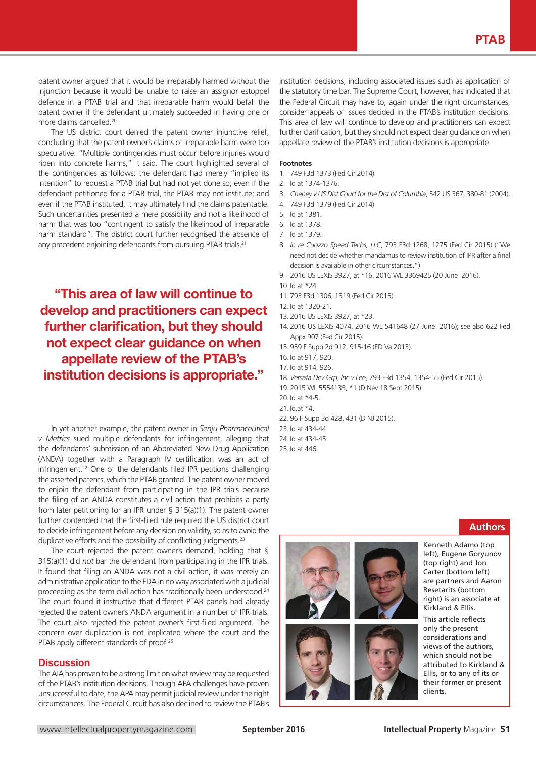patent owner argued that it would be irreparably harmed without the injunction because it would be unable to raise an assignor estoppel defence in a PTAB trial and that irreparable harm would befall the patent owner if the defendant ultimately succeeded in having one or more claims cancelled.[20]

The US district court denied the patent owner injunctive relief, concluding that the patent owner's claims of irreparable harm were too speculative. "Multiple contingencies must occur before injuries would ripen into concrete harms," it said. The court highlighted several of the contingencies as follows: the defendant had merely "implied its intention" to request a PTAB trial but had not yet done so; even if the defendant petitioned for a PTAB trial, the PTAB may not institute; and even if the PTAB instituted, it may ultimately find the claims patentable. Such uncertainties presented a mere possibility and not a likelihood of harm that was too "contingent to satisfy the likelihood of irreparable harm standard". The district court further recognised the absence of any precedent enjoining defendants from pursuing PTAB trials.[21]

**"This area of law will continue to develop and practitioners can expect further clarification, but they should not expect clear guidance on when appellate review of the PTAB's institution decisions is appropriate."**

In yet another example, the patent owner in *Senju Pharmaceutical v Metrics* sued multiple defendants for infringement, alleging that the defendants' submission of an Abbreviated New Drug Application (ANDA) together with a Paragraph IV certification was an act of infringement.[22] One of the defendants filed IPR petitions challenging the asserted patents, which the PTAB granted. The patent owner moved to enjoin the defendant from participating in the IPR trials because the filing of an ANDA constitutes a civil action that prohibits a party from later petitioning for an IPR under § 315(a)(1). The patent owner further contended that the first-filed rule required the US district court to decide infringement before any decision on validity, so as to avoid the duplicative efforts and the possibility of conflicting judgments.[23]

The court rejected the patent owner's demand, holding that § 315(a)(1) did *not* bar the defendant from participating in the IPR trials. It found that filing an ANDA was not a civil action, it was merely an administrative application to the FDA in no way associated with a judicial proceeding as the term civil action has traditionally been understood.[24] The court found it instructive that different PTAB panels had already rejected the patent owner's ANDA argument in a number of IPR trials. The court also rejected the patent owner's first-filed argument. The concern over duplication is not implicated where the court and the PTAB apply different standards of proof.[25]

## Discussion

The AIA has proven to be a strong limit on what review may be requested of the PTAB's institution decisions. Though APA challenges have proven unsuccessful to date, the APA may permit judicial review under the right circumstances. The Federal Circuit has also declined to review the PTAB's institution decisions, including associated issues such as application of the statutory time bar. The Supreme Court, however, has indicated that the Federal Circuit may have to, again under the right circumstances, consider appeals of issues decided in the PTAB's institution decisions. This area of law will continue to develop and practitioners can expect further clarification, but they should not expect clear guidance on when appellate review of the PTAB's institution decisions is appropriate.

### Footnotes

1. 749 F3d 1373 (Fed Cir 2014).
2. Id at 1374-1376.
3. *Cheney v US Dist Court for the Dist of Columbia*, 542 US 367, 380-81 (2004).
4. 749 F3d 1379 (Fed Cir 2014).
5. Id at 1381.
6. Id at 1378.
7. Id at 1379.
8. *In re Cuozzo Speed Techs, LLC*, 793 F3d 1268, 1275 (Fed Cir 2015) ("We need not decide whether mandamus to review institution of IPR after a final decision is available in other circumstances.")
9. 2016 US LEXIS 3927, at *16, 2016 WL 3369425 (20 June 2016).
10. Id at *24.
11. 793 F3d 1306, 1319 (Fed Cir 2015).
12. Id at 1320-21.
13. 2016 US LEXIS 3927, at *23.
14. 2016 US LEXIS 4074, 2016 WL 541648 (27 June 2016); see also 622 Fed Appx 907 (Fed Cir 2015).
15. 959 F Supp 2d 912, 915-16 (ED Va 2013).
16. Id at 917, 920.
17. Id at 914, 926.
18. *Versata Dev Grp, Inc v Lee*, 793 F3d 1354, 1354-55 (Fed Cir 2015).
19. 2015 WL 5554135, *1 (D Nev 18 Sept 2015).
20. Id at *4-5.
21. Id.at *4.
22. 96 F Supp 3d 428, 431 (D NJ 2015).
23. Id at 434-44.
24. Id at 434-45.
25. Id at 446.

## Authors

Kenneth Adamo (top left), Eugene Goryunov (top right) and Jon Carter (bottom left) are partners and Aaron Resetarits (bottom right) is an associate at Kirkland & Ellis.

This article reflects only the present considerations and views of the authors, which should not be attributed to Kirkland & Ellis, or to any of its or their former or present clients.